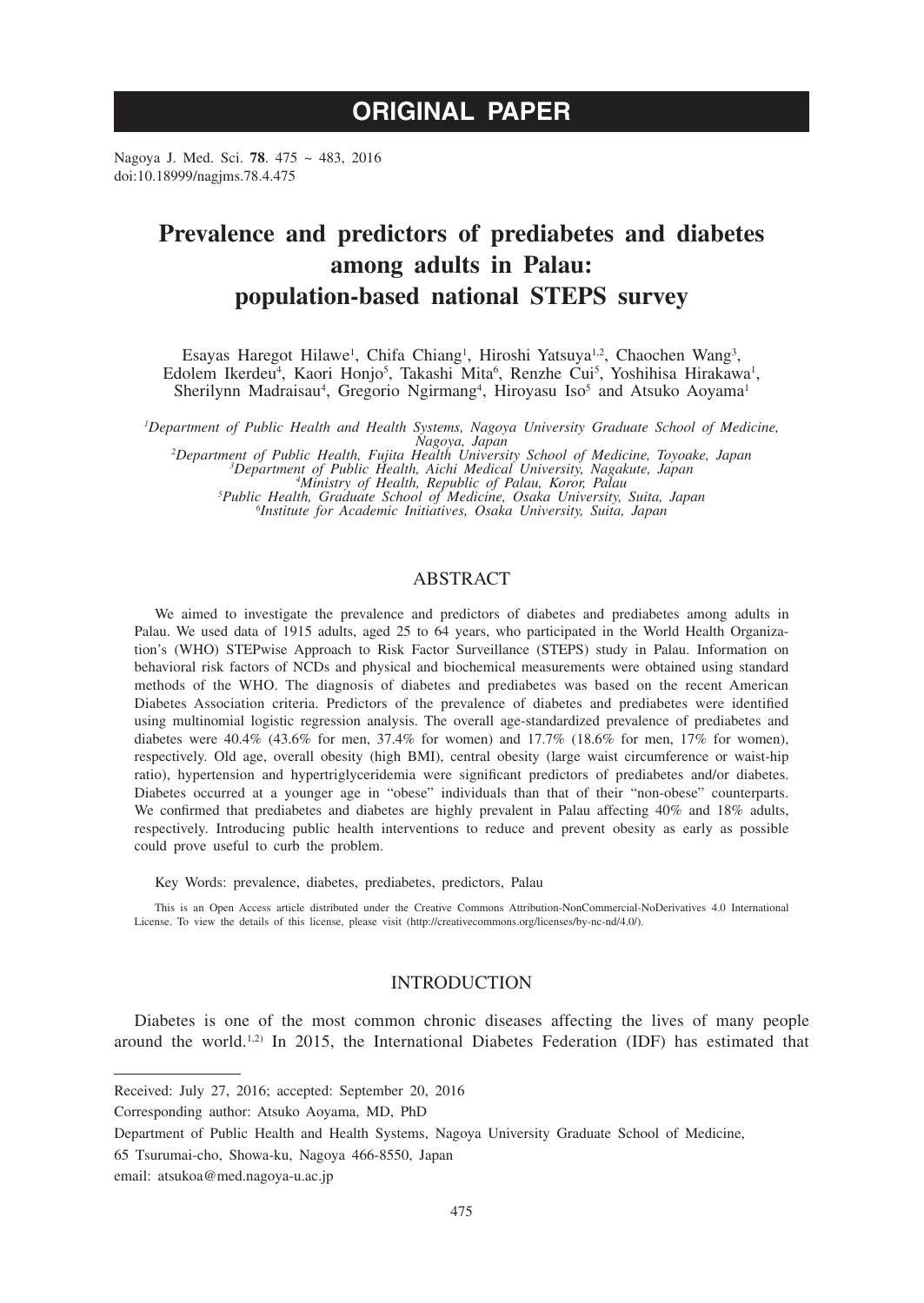# ORIGINAL PAPER

Nagoya J. Med. Sci. **78**. 475 ~ 483, 2016
doi:10.18999/nagjms.78.4.475

# Prevalence and predictors of prediabetes and diabetes among adults in Palau: population-based national STEPS survey

Esayas Haregot Hilawe[1], Chifa Chiang[1], Hiroshi Yatsuya[1,2], Chaochen Wang[3], Edolem Ikerdeu[4], Kaori Honjo[5], Takashi Mita[6], Renzhe Cui[5], Yoshihisa Hirakawa[1], Sherilynn Madraisau[4], Gregorio Ngirmang[4], Hiroyasu Iso[5] and Atsuko Aoyama[1]

*[1]Department of Public Health and Health Systems, Nagoya University Graduate School of Medicine, Nagoya, Japan*
*[2]Department of Public Health, Fujita Health University School of Medicine, Toyoake, Japan*
*[3]Department of Public Health, Aichi Medical University, Nagakute, Japan*
*[4]Ministry of Health, Republic of Palau, Koror, Palau*
*[5]Public Health, Graduate School of Medicine, Osaka University, Suita, Japan*
*[6]Institute for Academic Initiatives, Osaka University, Suita, Japan*

## ABSTRACT

We aimed to investigate the prevalence and predictors of diabetes and prediabetes among adults in Palau. We used data of 1915 adults, aged 25 to 64 years, who participated in the World Health Organization's (WHO) STEPwise Approach to Risk Factor Surveillance (STEPS) study in Palau. Information on behavioral risk factors of NCDs and physical and biochemical measurements were obtained using standard methods of the WHO. The diagnosis of diabetes and prediabetes was based on the recent American Diabetes Association criteria. Predictors of the prevalence of diabetes and prediabetes were identified using multinomial logistic regression analysis. The overall age-standardized prevalence of prediabetes and diabetes were 40.4% (43.6% for men, 37.4% for women) and 17.7% (18.6% for men, 17% for women), respectively. Old age, overall obesity (high BMI), central obesity (large waist circumference or waist-hip ratio), hypertension and hypertriglyceridemia were significant predictors of prediabetes and/or diabetes. Diabetes occurred at a younger age in "obese" individuals than that of their "non-obese" counterparts. We confirmed that prediabetes and diabetes are highly prevalent in Palau affecting 40% and 18% adults, respectively. Introducing public health interventions to reduce and prevent obesity as early as possible could prove useful to curb the problem.

Key Words: prevalence, diabetes, prediabetes, predictors, Palau

This is an Open Access article distributed under the Creative Commons Attribution-NonCommercial-NoDerivatives 4.0 International License. To view the details of this license, please visit (http://creativecommons.org/licenses/by-nc-nd/4.0/).

## INTRODUCTION

Diabetes is one of the most common chronic diseases affecting the lives of many people around the world.[1,2] In 2015, the International Diabetes Federation (IDF) has estimated that

---

Received: July 27, 2016; accepted: September 20, 2016

Corresponding author: Atsuko Aoyama, MD, PhD

Department of Public Health and Health Systems, Nagoya University Graduate School of Medicine,

65 Tsurumai-cho, Showa-ku, Nagoya 466-8550, Japan

email: atsukoa@med.nagoya-u.ac.jp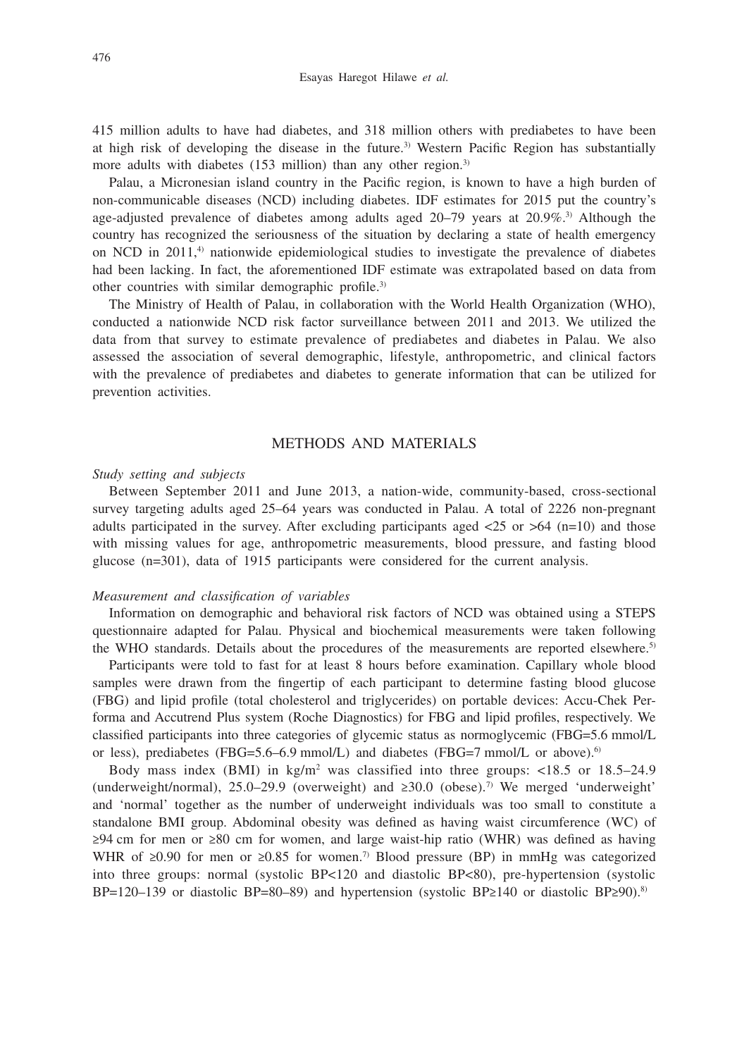415 million adults to have had diabetes, and 318 million others with prediabetes to have been at high risk of developing the disease in the future.[3] Western Pacific Region has substantially more adults with diabetes (153 million) than any other region.[3]

Palau, a Micronesian island country in the Pacific region, is known to have a high burden of non-communicable diseases (NCD) including diabetes. IDF estimates for 2015 put the country's age-adjusted prevalence of diabetes among adults aged 20–79 years at 20.9%.[3] Although the country has recognized the seriousness of the situation by declaring a state of health emergency on NCD in 2011,[4] nationwide epidemiological studies to investigate the prevalence of diabetes had been lacking. In fact, the aforementioned IDF estimate was extrapolated based on data from other countries with similar demographic profile.[3]

The Ministry of Health of Palau, in collaboration with the World Health Organization (WHO), conducted a nationwide NCD risk factor surveillance between 2011 and 2013. We utilized the data from that survey to estimate prevalence of prediabetes and diabetes in Palau. We also assessed the association of several demographic, lifestyle, anthropometric, and clinical factors with the prevalence of prediabetes and diabetes to generate information that can be utilized for prevention activities.

## METHODS AND MATERIALS

### *Study setting and subjects*

Between September 2011 and June 2013, a nation-wide, community-based, cross-sectional survey targeting adults aged 25–64 years was conducted in Palau. A total of 2226 non-pregnant adults participated in the survey. After excluding participants aged <25 or >64 (n=10) and those with missing values for age, anthropometric measurements, blood pressure, and fasting blood glucose (n=301), data of 1915 participants were considered for the current analysis.

### *Measurement and classification of variables*

Information on demographic and behavioral risk factors of NCD was obtained using a STEPS questionnaire adapted for Palau. Physical and biochemical measurements were taken following the WHO standards. Details about the procedures of the measurements are reported elsewhere.[5]

Participants were told to fast for at least 8 hours before examination. Capillary whole blood samples were drawn from the fingertip of each participant to determine fasting blood glucose (FBG) and lipid profile (total cholesterol and triglycerides) on portable devices: Accu-Chek Performa and Accutrend Plus system (Roche Diagnostics) for FBG and lipid profiles, respectively. We classified participants into three categories of glycemic status as normoglycemic (FBG=5.6 mmol/L or less), prediabetes (FBG=5.6–6.9 mmol/L) and diabetes (FBG=7 mmol/L or above).[6]

Body mass index (BMI) in kg/m$^2$ was classified into three groups: <18.5 or 18.5–24.9 (underweight/normal), 25.0–29.9 (overweight) and ≥30.0 (obese).[7] We merged 'underweight' and 'normal' together as the number of underweight individuals was too small to constitute a standalone BMI group. Abdominal obesity was defined as having waist circumference (WC) of ≥94 cm for men or ≥80 cm for women, and large waist-hip ratio (WHR) was defined as having WHR of ≥0.90 for men or ≥0.85 for women.[7] Blood pressure (BP) in mmHg was categorized into three groups: normal (systolic BP<120 and diastolic BP<80), pre-hypertension (systolic BP=120–139 or diastolic BP=80–89) and hypertension (systolic BP≥140 or diastolic BP≥90).[8]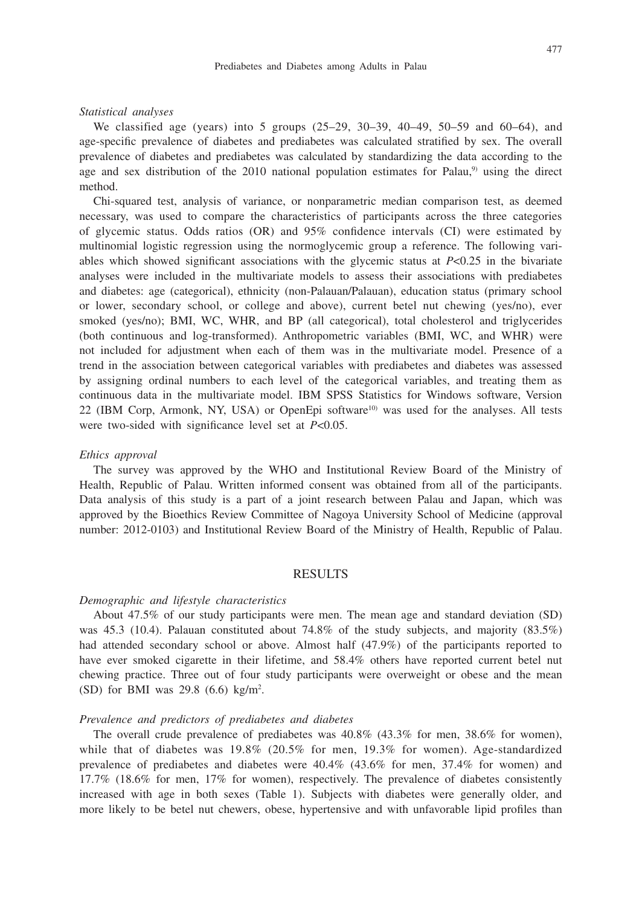### *Statistical analyses*

We classified age (years) into 5 groups (25–29, 30–39, 40–49, 50–59 and 60–64), and age-specific prevalence of diabetes and prediabetes was calculated stratified by sex. The overall prevalence of diabetes and prediabetes was calculated by standardizing the data according to the age and sex distribution of the 2010 national population estimates for Palau,[9] using the direct method.

Chi-squared test, analysis of variance, or nonparametric median comparison test, as deemed necessary, was used to compare the characteristics of participants across the three categories of glycemic status. Odds ratios (OR) and 95% confidence intervals (CI) were estimated by multinomial logistic regression using the normoglycemic group a reference. The following variables which showed significant associations with the glycemic status at $P<0.25$ in the bivariate analyses were included in the multivariate models to assess their associations with prediabetes and diabetes: age (categorical), ethnicity (non-Palauan/Palauan), education status (primary school or lower, secondary school, or college and above), current betel nut chewing (yes/no), ever smoked (yes/no); BMI, WC, WHR, and BP (all categorical), total cholesterol and triglycerides (both continuous and log-transformed). Anthropometric variables (BMI, WC, and WHR) were not included for adjustment when each of them was in the multivariate model. Presence of a trend in the association between categorical variables with prediabetes and diabetes was assessed by assigning ordinal numbers to each level of the categorical variables, and treating them as continuous data in the multivariate model. IBM SPSS Statistics for Windows software, Version 22 (IBM Corp, Armonk, NY, USA) or OpenEpi software[10] was used for the analyses. All tests were two-sided with significance level set at $P<0.05$.

### *Ethics approval*

The survey was approved by the WHO and Institutional Review Board of the Ministry of Health, Republic of Palau. Written informed consent was obtained from all of the participants. Data analysis of this study is a part of a joint research between Palau and Japan, which was approved by the Bioethics Review Committee of Nagoya University School of Medicine (approval number: 2012-0103) and Institutional Review Board of the Ministry of Health, Republic of Palau.

## RESULTS

### *Demographic and lifestyle characteristics*

About 47.5% of our study participants were men. The mean age and standard deviation (SD) was 45.3 (10.4). Palauan constituted about 74.8% of the study subjects, and majority (83.5%) had attended secondary school or above. Almost half (47.9%) of the participants reported to have ever smoked cigarette in their lifetime, and 58.4% others have reported current betel nut chewing practice. Three out of four study participants were overweight or obese and the mean (SD) for BMI was 29.8 (6.6) kg/m$^2$.

### *Prevalence and predictors of prediabetes and diabetes*

The overall crude prevalence of prediabetes was 40.8% (43.3% for men, 38.6% for women), while that of diabetes was 19.8% (20.5% for men, 19.3% for women). Age-standardized prevalence of prediabetes and diabetes were 40.4% (43.6% for men, 37.4% for women) and 17.7% (18.6% for men, 17% for women), respectively. The prevalence of diabetes consistently increased with age in both sexes (Table 1). Subjects with diabetes were generally older, and more likely to be betel nut chewers, obese, hypertensive and with unfavorable lipid profiles than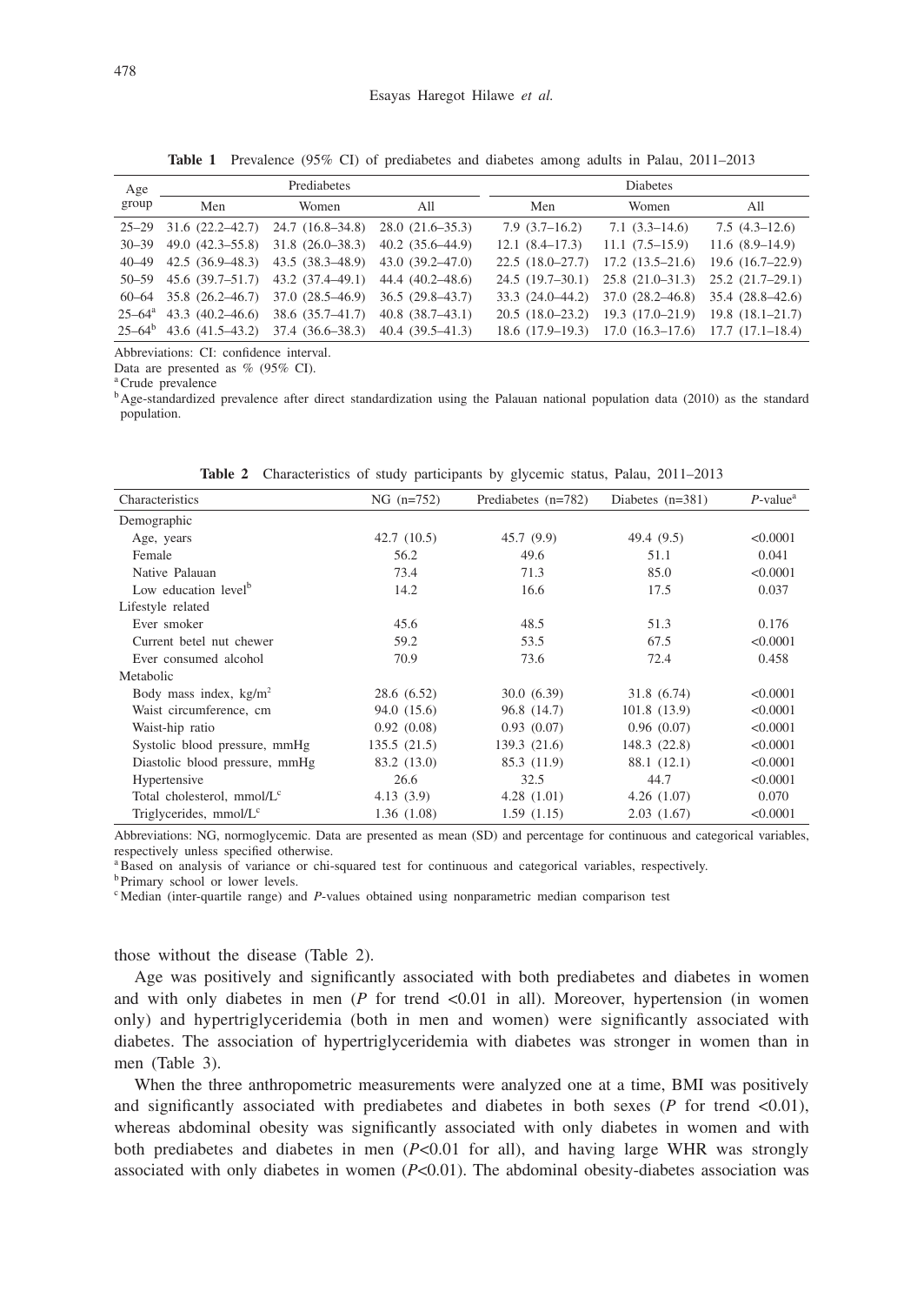**Table 1** Prevalence (95% CI) of prediabetes and diabetes among adults in Palau, 2011–2013

| Age group | Prediabetes | | | Diabetes | | |
|---|---|---|---|---|---|---|
| | Men | Women | All | Men | Women | All |
| 25–29 | 31.6 (22.2–42.7) | 24.7 (16.8–34.8) | 28.0 (21.6–35.3) | 7.9 (3.7–16.2) | 7.1 (3.3–14.6) | 7.5 (4.3–12.6) |
| 30–39 | 49.0 (42.3–55.8) | 31.8 (26.0–38.3) | 40.2 (35.6–44.9) | 12.1 (8.4–17.3) | 11.1 (7.5–15.9) | 11.6 (8.9–14.9) |
| 40–49 | 42.5 (36.9–48.3) | 43.5 (38.3–48.9) | 43.0 (39.2–47.0) | 22.5 (18.0–27.7) | 17.2 (13.5–21.6) | 19.6 (16.7–22.9) |
| 50–59 | 45.6 (39.7–51.7) | 43.2 (37.4–49.1) | 44.4 (40.2–48.6) | 24.5 (19.7–30.1) | 25.8 (21.0–31.3) | 25.2 (21.7–29.1) |
| 60–64 | 35.8 (26.2–46.7) | 37.0 (28.5–46.9) | 36.5 (29.8–43.7) | 33.3 (24.0–44.2) | 37.0 (28.2–46.8) | 35.4 (28.8–42.6) |
| 25–64[a] | 43.3 (40.2–46.6) | 38.6 (35.7–41.7) | 40.8 (38.7–43.1) | 20.5 (18.0–23.2) | 19.3 (17.0–21.9) | 19.8 (18.1–21.7) |
| 25–64[b] | 43.6 (41.5–43.2) | 37.4 (36.6–38.3) | 40.4 (39.5–41.3) | 18.6 (17.9–19.3) | 17.0 (16.3–17.6) | 17.7 (17.1–18.4) |

Abbreviations: CI: confidence interval.
Data are presented as % (95% CI).
[a] Crude prevalence
[b] Age-standardized prevalence after direct standardization using the Palauan national population data (2010) as the standard population.

**Table 2** Characteristics of study participants by glycemic status, Palau, 2011–2013

| Characteristics | NG (n=752) | Prediabetes (n=782) | Diabetes (n=381) | *P*-value[a] |
|---|---|---|---|---|
| Demographic | | | | |
| Age, years | 42.7 (10.5) | 45.7 (9.9) | 49.4 (9.5) | <0.0001 |
| Female | 56.2 | 49.6 | 51.1 | 0.041 |
| Native Palauan | 73.4 | 71.3 | 85.0 | <0.0001 |
| Low education level[b] | 14.2 | 16.6 | 17.5 | 0.037 |
| Lifestyle related | | | | |
| Ever smoker | 45.6 | 48.5 | 51.3 | 0.176 |
| Current betel nut chewer | 59.2 | 53.5 | 67.5 | <0.0001 |
| Ever consumed alcohol | 70.9 | 73.6 | 72.4 | 0.458 |
| Metabolic | | | | |
| Body mass index, kg/m$^2$ | 28.6 (6.52) | 30.0 (6.39) | 31.8 (6.74) | <0.0001 |
| Waist circumference, cm | 94.0 (15.6) | 96.8 (14.7) | 101.8 (13.9) | <0.0001 |
| Waist-hip ratio | 0.92 (0.08) | 0.93 (0.07) | 0.96 (0.07) | <0.0001 |
| Systolic blood pressure, mmHg | 135.5 (21.5) | 139.3 (21.6) | 148.3 (22.8) | <0.0001 |
| Diastolic blood pressure, mmHg | 83.2 (13.0) | 85.3 (11.9) | 88.1 (12.1) | <0.0001 |
| Hypertensive | 26.6 | 32.5 | 44.7 | <0.0001 |
| Total cholesterol, mmol/L[c] | 4.13 (3.9) | 4.28 (1.01) | 4.26 (1.07) | 0.070 |
| Triglycerides, mmol/L[c] | 1.36 (1.08) | 1.59 (1.15) | 2.03 (1.67) | <0.0001 |

Abbreviations: NG, normoglycemic. Data are presented as mean (SD) and percentage for continuous and categorical variables, respectively unless specified otherwise.
[a] Based on analysis of variance or chi-squared test for continuous and categorical variables, respectively.
[b] Primary school or lower levels.
[c] Median (inter-quartile range) and *P*-values obtained using nonparametric median comparison test

those without the disease (Table 2).

Age was positively and significantly associated with both prediabetes and diabetes in women and with only diabetes in men (*P* for trend <0.01 in all). Moreover, hypertension (in women only) and hypertriglyceridemia (both in men and women) were significantly associated with diabetes. The association of hypertriglyceridemia with diabetes was stronger in women than in men (Table 3).

When the three anthropometric measurements were analyzed one at a time, BMI was positively and significantly associated with prediabetes and diabetes in both sexes (*P* for trend <0.01), whereas abdominal obesity was significantly associated with only diabetes in women and with both prediabetes and diabetes in men (*P*<0.01 for all), and having large WHR was strongly associated with only diabetes in women (*P*<0.01). The abdominal obesity-diabetes association was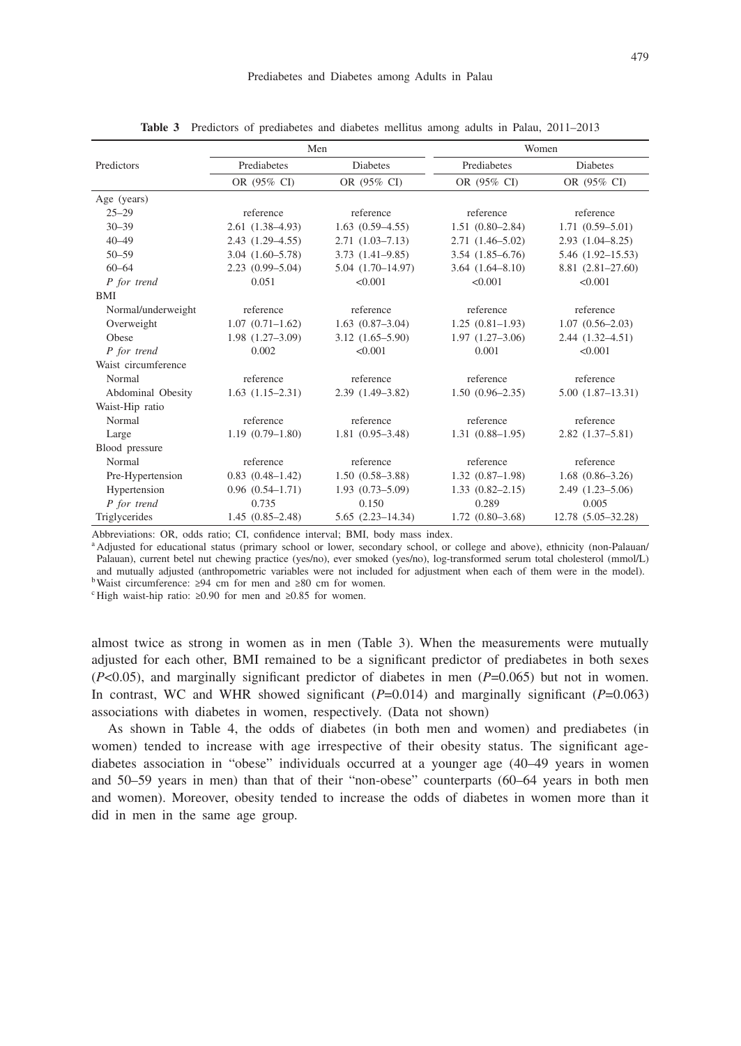**Table 3** Predictors of prediabetes and diabetes mellitus among adults in Palau, 2011–2013

| Predictors | Men | | Women | |
|---|---|---|---|---|
| | Prediabetes | Diabetes | Prediabetes | Diabetes |
| | OR (95% CI) | OR (95% CI) | OR (95% CI) | OR (95% CI) |
| Age (years) | | | | |
| 25–29 | reference | reference | reference | reference |
| 30–39 | 2.61 (1.38–4.93) | 1.63 (0.59–4.55) | 1.51 (0.80–2.84) | 1.71 (0.59–5.01) |
| 40–49 | 2.43 (1.29–4.55) | 2.71 (1.03–7.13) | 2.71 (1.46–5.02) | 2.93 (1.04–8.25) |
| 50–59 | 3.04 (1.60–5.78) | 3.73 (1.41–9.85) | 3.54 (1.85–6.76) | 5.46 (1.92–15.53) |
| 60–64 | 2.23 (0.99–5.04) | 5.04 (1.70–14.97) | 3.64 (1.64–8.10) | 8.81 (2.81–27.60) |
| *P for trend* | 0.051 | <0.001 | <0.001 | <0.001 |
| BMI | | | | |
| Normal/underweight | reference | reference | reference | reference |
| Overweight | 1.07 (0.71–1.62) | 1.63 (0.87–3.04) | 1.25 (0.81–1.93) | 1.07 (0.56–2.03) |
| Obese | 1.98 (1.27–3.09) | 3.12 (1.65–5.90) | 1.97 (1.27–3.06) | 2.44 (1.32–4.51) |
| *P for trend* | 0.002 | <0.001 | 0.001 | <0.001 |
| Waist circumference | | | | |
| Normal | reference | reference | reference | reference |
| Abdominal Obesity | 1.63 (1.15–2.31) | 2.39 (1.49–3.82) | 1.50 (0.96–2.35) | 5.00 (1.87–13.31) |
| Waist-Hip ratio | | | | |
| Normal | reference | reference | reference | reference |
| Large | 1.19 (0.79–1.80) | 1.81 (0.95–3.48) | 1.31 (0.88–1.95) | 2.82 (1.37–5.81) |
| Blood pressure | | | | |
| Normal | reference | reference | reference | reference |
| Pre-Hypertension | 0.83 (0.48–1.42) | 1.50 (0.58–3.88) | 1.32 (0.87–1.98) | 1.68 (0.86–3.26) |
| Hypertension | 0.96 (0.54–1.71) | 1.93 (0.73–5.09) | 1.33 (0.82–2.15) | 2.49 (1.23–5.06) |
| *P for trend* | 0.735 | 0.150 | 0.289 | 0.005 |
| Triglycerides | 1.45 (0.85–2.48) | 5.65 (2.23–14.34) | 1.72 (0.80–3.68) | 12.78 (5.05–32.28) |

Abbreviations: OR, odds ratio; CI, confidence interval; BMI, body mass index.
[a] Adjusted for educational status (primary school or lower, secondary school, or college and above), ethnicity (non-Palauan/Palauan), current betel nut chewing practice (yes/no), ever smoked (yes/no), log-transformed serum total cholesterol (mmol/L) and mutually adjusted (anthropometric variables were not included for adjustment when each of them were in the model).
[b] Waist circumference: ≥94 cm for men and ≥80 cm for women.
[c] High waist-hip ratio: ≥0.90 for men and ≥0.85 for women.

almost twice as strong in women as in men (Table 3). When the measurements were mutually adjusted for each other, BMI remained to be a significant predictor of prediabetes in both sexes ($P<0.05$), and marginally significant predictor of diabetes in men ($P=0.065$) but not in women. In contrast, WC and WHR showed significant ($P=0.014$) and marginally significant ($P=0.063$) associations with diabetes in women, respectively. (Data not shown)

As shown in Table 4, the odds of diabetes (in both men and women) and prediabetes (in women) tended to increase with age irrespective of their obesity status. The significant age-diabetes association in "obese" individuals occurred at a younger age (40–49 years in women and 50–59 years in men) than that of their "non-obese" counterparts (60–64 years in both men and women). Moreover, obesity tended to increase the odds of diabetes in women more than it did in men in the same age group.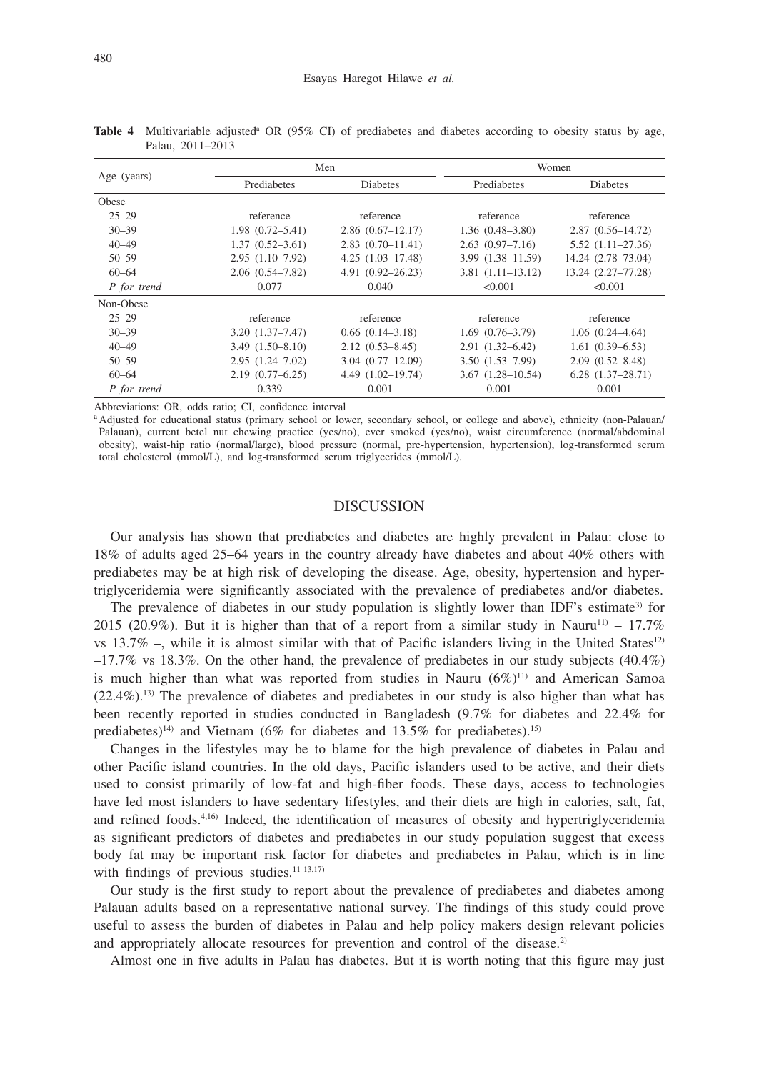**Table 4** Multivariable adjusted[a] OR (95% CI) of prediabetes and diabetes according to obesity status by age, Palau, 2011–2013

| Age (years) | Men | | Women | |
|---|---|---|---|---|
| | Prediabetes | Diabetes | Prediabetes | Diabetes |
| Obese | | | | |
| 25–29 | reference | reference | reference | reference |
| 30–39 | 1.98 (0.72–5.41) | 2.86 (0.67–12.17) | 1.36 (0.48–3.80) | 2.87 (0.56–14.72) |
| 40–49 | 1.37 (0.52–3.61) | 2.83 (0.70–11.41) | 2.63 (0.97–7.16) | 5.52 (1.11–27.36) |
| 50–59 | 2.95 (1.10–7.92) | 4.25 (1.03–17.48) | 3.99 (1.38–11.59) | 14.24 (2.78–73.04) |
| 60–64 | 2.06 (0.54–7.82) | 4.91 (0.92–26.23) | 3.81 (1.11–13.12) | 13.24 (2.27–77.28) |
| *P for trend* | 0.077 | 0.040 | <0.001 | <0.001 |
| Non-Obese | | | | |
| 25–29 | reference | reference | reference | reference |
| 30–39 | 3.20 (1.37–7.47) | 0.66 (0.14–3.18) | 1.69 (0.76–3.79) | 1.06 (0.24–4.64) |
| 40–49 | 3.49 (1.50–8.10) | 2.12 (0.53–8.45) | 2.91 (1.32–6.42) | 1.61 (0.39–6.53) |
| 50–59 | 2.95 (1.24–7.02) | 3.04 (0.77–12.09) | 3.50 (1.53–7.99) | 2.09 (0.52–8.48) |
| 60–64 | 2.19 (0.77–6.25) | 4.49 (1.02–19.74) | 3.67 (1.28–10.54) | 6.28 (1.37–28.71) |
| *P for trend* | 0.339 | 0.001 | 0.001 | 0.001 |

Abbreviations: OR, odds ratio; CI, confidence interval

[a] Adjusted for educational status (primary school or lower, secondary school, or college and above), ethnicity (non-Palauan/ Palauan), current betel nut chewing practice (yes/no), ever smoked (yes/no), waist circumference (normal/abdominal obesity), waist-hip ratio (normal/large), blood pressure (normal, pre-hypertension, hypertension), log-transformed serum total cholesterol (mmol/L), and log-transformed serum triglycerides (mmol/L).

## DISCUSSION

Our analysis has shown that prediabetes and diabetes are highly prevalent in Palau: close to 18% of adults aged 25–64 years in the country already have diabetes and about 40% others with prediabetes may be at high risk of developing the disease. Age, obesity, hypertension and hypertriglyceridemia were significantly associated with the prevalence of prediabetes and/or diabetes.

The prevalence of diabetes in our study population is slightly lower than IDF's estimate[3] for 2015 (20.9%). But it is higher than that of a report from a similar study in Nauru[11] – 17.7% vs 13.7% –, while it is almost similar with that of Pacific islanders living in the United States[12] –17.7% vs 18.3%. On the other hand, the prevalence of prediabetes in our study subjects (40.4%) is much higher than what was reported from studies in Nauru (6%)[11] and American Samoa (22.4%).[13] The prevalence of diabetes and prediabetes in our study is also higher than what has been recently reported in studies conducted in Bangladesh (9.7% for diabetes and 22.4% for prediabetes)[14] and Vietnam (6% for diabetes and 13.5% for prediabetes).[15]

Changes in the lifestyles may be to blame for the high prevalence of diabetes in Palau and other Pacific island countries. In the old days, Pacific islanders used to be active, and their diets used to consist primarily of low-fat and high-fiber foods. These days, access to technologies have led most islanders to have sedentary lifestyles, and their diets are high in calories, salt, fat, and refined foods.[4,16] Indeed, the identification of measures of obesity and hypertriglyceridemia as significant predictors of diabetes and prediabetes in our study population suggest that excess body fat may be important risk factor for diabetes and prediabetes in Palau, which is in line with findings of previous studies.[11-13,17]

Our study is the first study to report about the prevalence of prediabetes and diabetes among Palauan adults based on a representative national survey. The findings of this study could prove useful to assess the burden of diabetes in Palau and help policy makers design relevant policies and appropriately allocate resources for prevention and control of the disease.[2]

Almost one in five adults in Palau has diabetes. But it is worth noting that this figure may just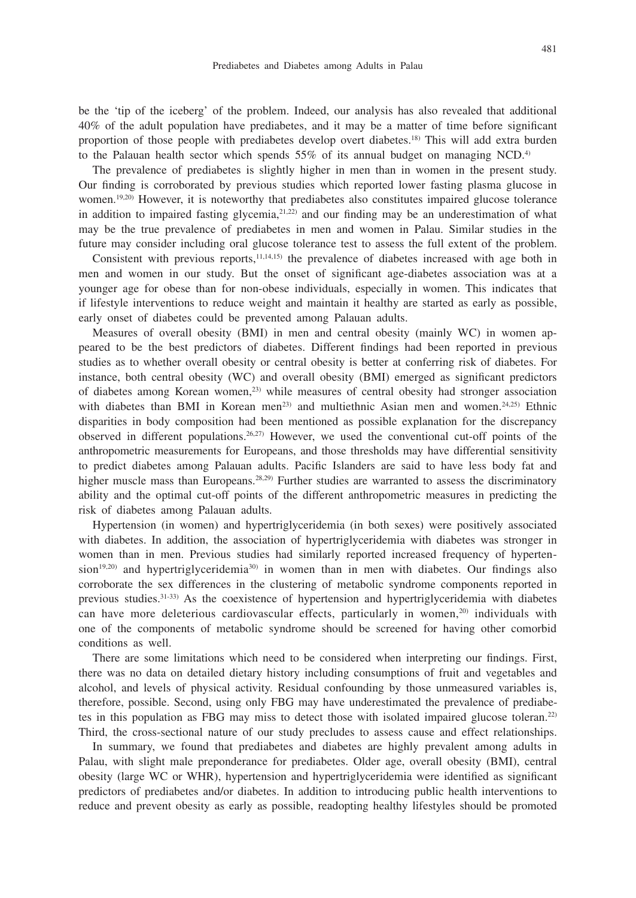be the 'tip of the iceberg' of the problem. Indeed, our analysis has also revealed that additional 40% of the adult population have prediabetes, and it may be a matter of time before significant proportion of those people with prediabetes develop overt diabetes.[18] This will add extra burden to the Palauan health sector which spends 55% of its annual budget on managing NCD.[4]

The prevalence of prediabetes is slightly higher in men than in women in the present study. Our finding is corroborated by previous studies which reported lower fasting plasma glucose in women.[19,20] However, it is noteworthy that prediabetes also constitutes impaired glucose tolerance in addition to impaired fasting glycemia,[21,22] and our finding may be an underestimation of what may be the true prevalence of prediabetes in men and women in Palau. Similar studies in the future may consider including oral glucose tolerance test to assess the full extent of the problem.

Consistent with previous reports,[11,14,15] the prevalence of diabetes increased with age both in men and women in our study. But the onset of significant age-diabetes association was at a younger age for obese than for non-obese individuals, especially in women. This indicates that if lifestyle interventions to reduce weight and maintain it healthy are started as early as possible, early onset of diabetes could be prevented among Palauan adults.

Measures of overall obesity (BMI) in men and central obesity (mainly WC) in women appeared to be the best predictors of diabetes. Different findings had been reported in previous studies as to whether overall obesity or central obesity is better at conferring risk of diabetes. For instance, both central obesity (WC) and overall obesity (BMI) emerged as significant predictors of diabetes among Korean women,[23] while measures of central obesity had stronger association with diabetes than BMI in Korean men[23] and multiethnic Asian men and women.[24,25] Ethnic disparities in body composition had been mentioned as possible explanation for the discrepancy observed in different populations.[26,27] However, we used the conventional cut-off points of the anthropometric measurements for Europeans, and those thresholds may have differential sensitivity to predict diabetes among Palauan adults. Pacific Islanders are said to have less body fat and higher muscle mass than Europeans.[28,29] Further studies are warranted to assess the discriminatory ability and the optimal cut-off points of the different anthropometric measures in predicting the risk of diabetes among Palauan adults.

Hypertension (in women) and hypertriglyceridemia (in both sexes) were positively associated with diabetes. In addition, the association of hypertriglyceridemia with diabetes was stronger in women than in men. Previous studies had similarly reported increased frequency of hypertension[19,20] and hypertriglyceridemia[30] in women than in men with diabetes. Our findings also corroborate the sex differences in the clustering of metabolic syndrome components reported in previous studies.[31-33] As the coexistence of hypertension and hypertriglyceridemia with diabetes can have more deleterious cardiovascular effects, particularly in women,[20] individuals with one of the components of metabolic syndrome should be screened for having other comorbid conditions as well.

There are some limitations which need to be considered when interpreting our findings. First, there was no data on detailed dietary history including consumptions of fruit and vegetables and alcohol, and levels of physical activity. Residual confounding by those unmeasured variables is, therefore, possible. Second, using only FBG may have underestimated the prevalence of prediabetes in this population as FBG may miss to detect those with isolated impaired glucose toleran.[22] Third, the cross-sectional nature of our study precludes to assess cause and effect relationships.

In summary, we found that prediabetes and diabetes are highly prevalent among adults in Palau, with slight male preponderance for prediabetes. Older age, overall obesity (BMI), central obesity (large WC or WHR), hypertension and hypertriglyceridemia were identified as significant predictors of prediabetes and/or diabetes. In addition to introducing public health interventions to reduce and prevent obesity as early as possible, readopting healthy lifestyles should be promoted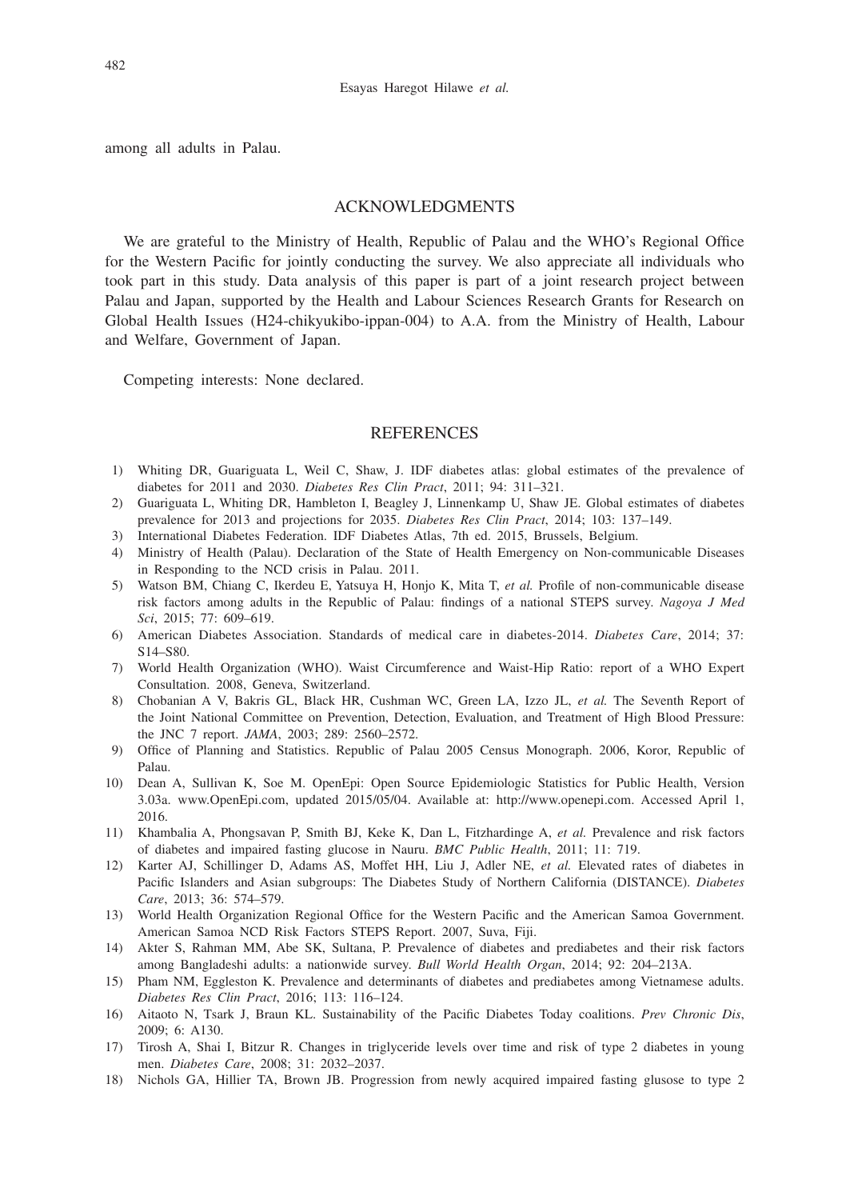among all adults in Palau.

## ACKNOWLEDGMENTS

We are grateful to the Ministry of Health, Republic of Palau and the WHO's Regional Office for the Western Pacific for jointly conducting the survey. We also appreciate all individuals who took part in this study. Data analysis of this paper is part of a joint research project between Palau and Japan, supported by the Health and Labour Sciences Research Grants for Research on Global Health Issues (H24-chikyukibo-ippan-004) to A.A. from the Ministry of Health, Labour and Welfare, Government of Japan.

Competing interests: None declared.

## REFERENCES

1) Whiting DR, Guariguata L, Weil C, Shaw, J. IDF diabetes atlas: global estimates of the prevalence of diabetes for 2011 and 2030. *Diabetes Res Clin Pract*, 2011; 94: 311–321.
2) Guariguata L, Whiting DR, Hambleton I, Beagley J, Linnenkamp U, Shaw JE. Global estimates of diabetes prevalence for 2013 and projections for 2035. *Diabetes Res Clin Pract*, 2014; 103: 137–149.
3) International Diabetes Federation. IDF Diabetes Atlas, 7th ed. 2015, Brussels, Belgium.
4) Ministry of Health (Palau). Declaration of the State of Health Emergency on Non-communicable Diseases in Responding to the NCD crisis in Palau. 2011.
5) Watson BM, Chiang C, Ikerdeu E, Yatsuya H, Honjo K, Mita T, *et al.* Profile of non-communicable disease risk factors among adults in the Republic of Palau: findings of a national STEPS survey. *Nagoya J Med Sci*, 2015; 77: 609–619.
6) American Diabetes Association. Standards of medical care in diabetes-2014. *Diabetes Care*, 2014; 37: S14–S80.
7) World Health Organization (WHO). Waist Circumference and Waist-Hip Ratio: report of a WHO Expert Consultation. 2008, Geneva, Switzerland.
8) Chobanian A V, Bakris GL, Black HR, Cushman WC, Green LA, Izzo JL, *et al.* The Seventh Report of the Joint National Committee on Prevention, Detection, Evaluation, and Treatment of High Blood Pressure: the JNC 7 report. *JAMA*, 2003; 289: 2560–2572.
9) Office of Planning and Statistics. Republic of Palau 2005 Census Monograph. 2006, Koror, Republic of Palau.
10) Dean A, Sullivan K, Soe M. OpenEpi: Open Source Epidemiologic Statistics for Public Health, Version 3.03a. www.OpenEpi.com, updated 2015/05/04. Available at: http://www.openepi.com. Accessed April 1, 2016.
11) Khambalia A, Phongsavan P, Smith BJ, Keke K, Dan L, Fitzhardinge A, *et al.* Prevalence and risk factors of diabetes and impaired fasting glucose in Nauru. *BMC Public Health*, 2011; 11: 719.
12) Karter AJ, Schillinger D, Adams AS, Moffet HH, Liu J, Adler NE, *et al.* Elevated rates of diabetes in Pacific Islanders and Asian subgroups: The Diabetes Study of Northern California (DISTANCE). *Diabetes Care*, 2013; 36: 574–579.
13) World Health Organization Regional Office for the Western Pacific and the American Samoa Government. American Samoa NCD Risk Factors STEPS Report. 2007, Suva, Fiji.
14) Akter S, Rahman MM, Abe SK, Sultana, P. Prevalence of diabetes and prediabetes and their risk factors among Bangladeshi adults: a nationwide survey. *Bull World Health Organ*, 2014; 92: 204–213A.
15) Pham NM, Eggleston K. Prevalence and determinants of diabetes and prediabetes among Vietnamese adults. *Diabetes Res Clin Pract*, 2016; 113: 116–124.
16) Aitaoto N, Tsark J, Braun KL. Sustainability of the Pacific Diabetes Today coalitions. *Prev Chronic Dis*, 2009; 6: A130.
17) Tirosh A, Shai I, Bitzur R. Changes in triglyceride levels over time and risk of type 2 diabetes in young men. *Diabetes Care*, 2008; 31: 2032–2037.
18) Nichols GA, Hillier TA, Brown JB. Progression from newly acquired impaired fasting glusose to type 2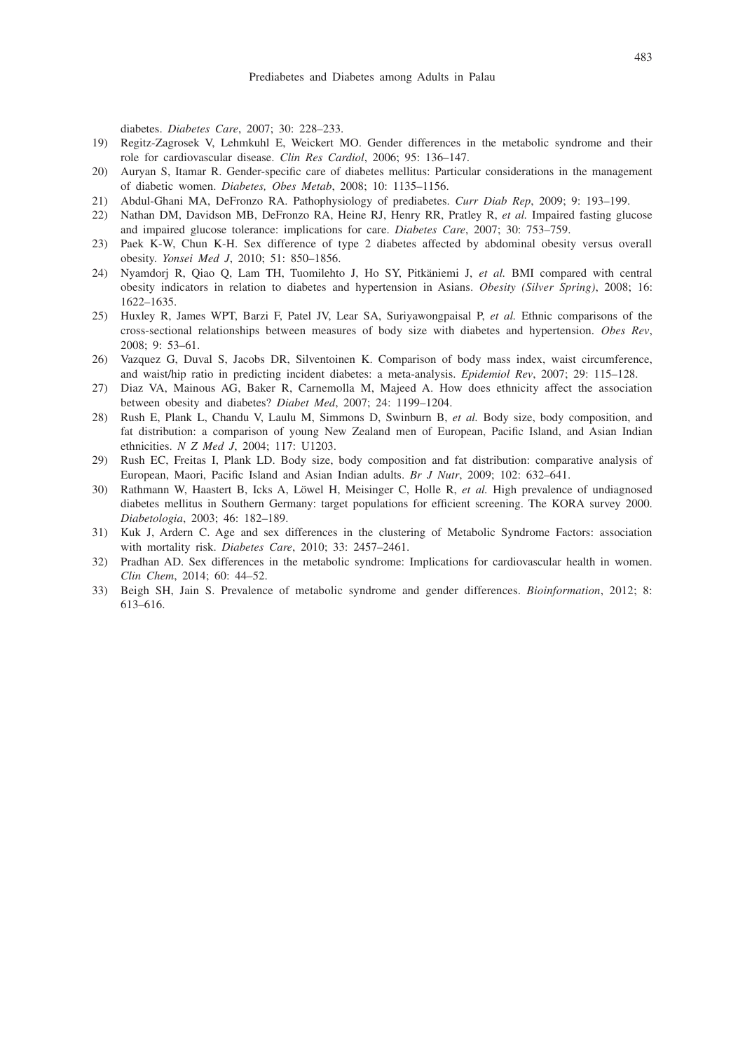diabetes. *Diabetes Care*, 2007; 30: 228–233.

19) Regitz-Zagrosek V, Lehmkuhl E, Weickert MO. Gender differences in the metabolic syndrome and their role for cardiovascular disease. *Clin Res Cardiol*, 2006; 95: 136–147.
20) Auryan S, Itamar R. Gender-specific care of diabetes mellitus: Particular considerations in the management of diabetic women. *Diabetes, Obes Metab*, 2008; 10: 1135–1156.
21) Abdul-Ghani MA, DeFronzo RA. Pathophysiology of prediabetes. *Curr Diab Rep*, 2009; 9: 193–199.
22) Nathan DM, Davidson MB, DeFronzo RA, Heine RJ, Henry RR, Pratley R, *et al.* Impaired fasting glucose and impaired glucose tolerance: implications for care. *Diabetes Care*, 2007; 30: 753–759.
23) Paek K-W, Chun K-H. Sex difference of type 2 diabetes affected by abdominal obesity versus overall obesity. *Yonsei Med J*, 2010; 51: 850–1856.
24) Nyamdorj R, Qiao Q, Lam TH, Tuomilehto J, Ho SY, Pitkäniemi J, *et al.* BMI compared with central obesity indicators in relation to diabetes and hypertension in Asians. *Obesity (Silver Spring)*, 2008; 16: 1622–1635.
25) Huxley R, James WPT, Barzi F, Patel JV, Lear SA, Suriyawongpaisal P, *et al.* Ethnic comparisons of the cross-sectional relationships between measures of body size with diabetes and hypertension. *Obes Rev*, 2008; 9: 53–61.
26) Vazquez G, Duval S, Jacobs DR, Silventoinen K. Comparison of body mass index, waist circumference, and waist/hip ratio in predicting incident diabetes: a meta-analysis. *Epidemiol Rev*, 2007; 29: 115–128.
27) Diaz VA, Mainous AG, Baker R, Carnemolla M, Majeed A. How does ethnicity affect the association between obesity and diabetes? *Diabet Med*, 2007; 24: 1199–1204.
28) Rush E, Plank L, Chandu V, Laulu M, Simmons D, Swinburn B, *et al.* Body size, body composition, and fat distribution: a comparison of young New Zealand men of European, Pacific Island, and Asian Indian ethnicities. *N Z Med J*, 2004; 117: U1203.
29) Rush EC, Freitas I, Plank LD. Body size, body composition and fat distribution: comparative analysis of European, Maori, Pacific Island and Asian Indian adults. *Br J Nutr*, 2009; 102: 632–641.
30) Rathmann W, Haastert B, Icks A, Löwel H, Meisinger C, Holle R, *et al.* High prevalence of undiagnosed diabetes mellitus in Southern Germany: target populations for efficient screening. The KORA survey 2000. *Diabetologia*, 2003; 46: 182–189.
31) Kuk J, Ardern C. Age and sex differences in the clustering of Metabolic Syndrome Factors: association with mortality risk. *Diabetes Care*, 2010; 33: 2457–2461.
32) Pradhan AD. Sex differences in the metabolic syndrome: Implications for cardiovascular health in women. *Clin Chem*, 2014; 60: 44–52.
33) Beigh SH, Jain S. Prevalence of metabolic syndrome and gender differences. *Bioinformation*, 2012; 8: 613–616.